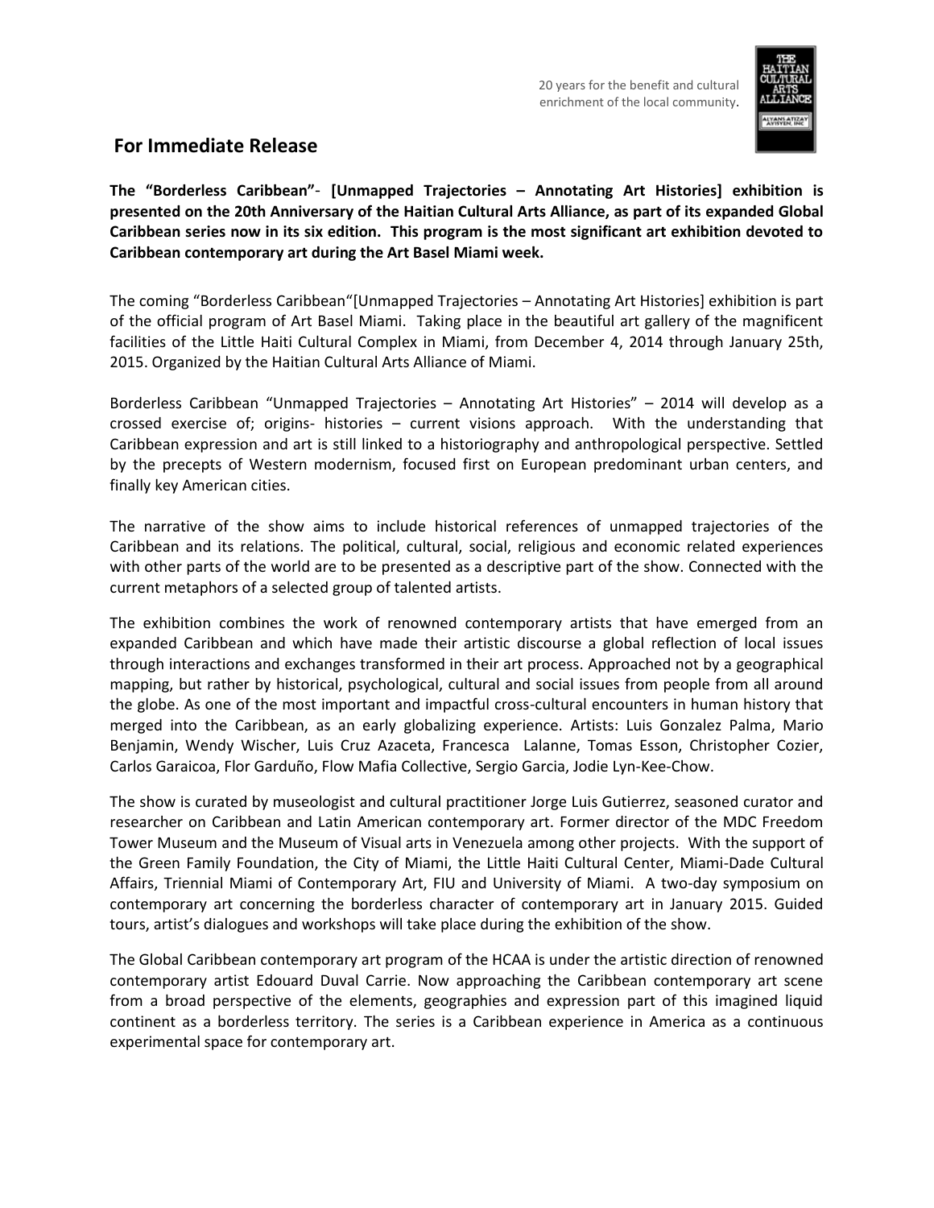20 years for the benefit and cultural enrichment of the local community.

## For Immediate Release

**The "Borderless Caribbean"- [Unmapped Trajectories – Annotating Art Histories] exhibition is presented on the 20th Anniversary of the Haitian Cultural Arts Alliance, as part of its expanded Global Caribbean series now in its six edition. This program is the most significant art exhibition devoted to Caribbean contemporary art during the Art Basel Miami week.**

The coming "Borderless Caribbean"[Unmapped Trajectories – Annotating Art Histories] exhibition is part of the official program of Art Basel Miami. Taking place in the beautiful art gallery of the magnificent facilities of the Little Haiti Cultural Complex in Miami, from December 4, 2014 through January 25th, 2015. Organized by the Haitian Cultural Arts Alliance of Miami.

Borderless Caribbean "Unmapped Trajectories – Annotating Art Histories" – 2014 will develop as a crossed exercise of; origins- histories – current visions approach. With the understanding that Caribbean expression and art is still linked to a historiography and anthropological perspective. Settled by the precepts of Western modernism, focused first on European predominant urban centers, and finally key American cities.

The narrative of the show aims to include historical references of unmapped trajectories of the Caribbean and its relations. The political, cultural, social, religious and economic related experiences with other parts of the world are to be presented as a descriptive part of the show. Connected with the current metaphors of a selected group of talented artists.

The exhibition combines the work of renowned contemporary artists that have emerged from an expanded Caribbean and which have made their artistic discourse a global reflection of local issues through interactions and exchanges transformed in their art process. Approached not by a geographical mapping, but rather by historical, psychological, cultural and social issues from people from all around the globe. As one of the most important and impactful cross-cultural encounters in human history that merged into the Caribbean, as an early globalizing experience. Artists: Luis Gonzalez Palma, Mario Benjamin, Wendy Wischer, Luis Cruz Azaceta, Francesca Lalanne, Tomas Esson, Christopher Cozier, Carlos Garaicoa, Flor Garduño, Flow Mafia Collective, Sergio Garcia, Jodie Lyn-Kee-Chow.

The show is curated by museologist and cultural practitioner Jorge Luis Gutierrez, seasoned curator and researcher on Caribbean and Latin American contemporary art. Former director of the MDC Freedom Tower Museum and the Museum of Visual arts in Venezuela among other projects. With the support of the Green Family Foundation, the City of Miami, the Little Haiti Cultural Center, Miami-Dade Cultural Affairs, Triennial Miami of Contemporary Art, FIU and University of Miami. A two-day symposium on contemporary art concerning the borderless character of contemporary art in January 2015. Guided tours, artist's dialogues and workshops will take place during the exhibition of the show.

The Global Caribbean contemporary art program of the HCAA is under the artistic direction of renowned contemporary artist Edouard Duval Carrie. Now approaching the Caribbean contemporary art scene from a broad perspective of the elements, geographies and expression part of this imagined liquid continent as a borderless territory. The series is a Caribbean experience in America as a continuous experimental space for contemporary art.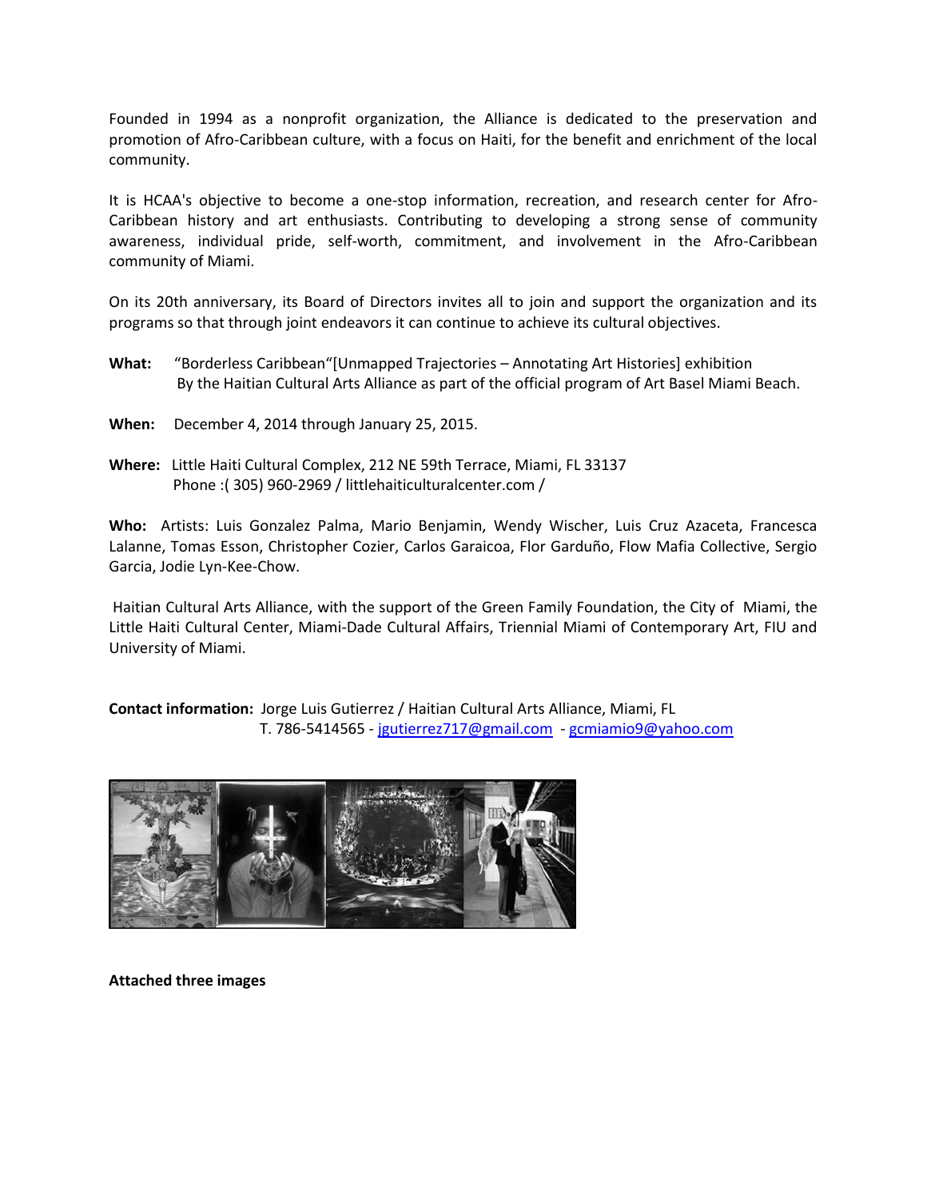Founded in 1994 as a nonprofit organization, the Alliance is dedicated to the preservation and promotion of Afro-Caribbean culture, with a focus on Haiti, for the benefit and enrichment of the local community.

It is HCAA's objective to become a one-stop information, recreation, and research center for Afro-Caribbean history and art enthusiasts. Contributing to developing a strong sense of community awareness, individual pride, self-worth, commitment, and involvement in the Afro-Caribbean community of Miami.

On its 20th anniversary, its Board of Directors invites all to join and support the organization and its programs so that through joint endeavors it can continue to achieve its cultural objectives.

**What:** "Borderless Caribbean"[Unmapped Trajectories – Annotating Art Histories] exhibition By the Haitian Cultural Arts Alliance as part of the official program of Art Basel Miami Beach.

**When:** December 4, 2014 through January 25, 2015.

**Where:** Little Haiti Cultural Complex, 212 NE 59th Terrace, Miami, FL 33137
Phone :( 305) 960-2969 / littlehaiticulturalcenter.com /

**Who:** Artists: Luis Gonzalez Palma, Mario Benjamin, Wendy Wischer, Luis Cruz Azaceta, Francesca Lalanne, Tomas Esson, Christopher Cozier, Carlos Garaicoa, Flor Garduño, Flow Mafia Collective, Sergio Garcia, Jodie Lyn-Kee-Chow.

Haitian Cultural Arts Alliance, with the support of the Green Family Foundation, the City of Miami, the Little Haiti Cultural Center, Miami-Dade Cultural Affairs, Triennial Miami of Contemporary Art, FIU and University of Miami.

**Contact information:** Jorge Luis Gutierrez / Haitian Cultural Arts Alliance, Miami, FL
T. 786-5414565 - jgutierrez717@gmail.com - gcmiamio9@yahoo.com

**Attached three images**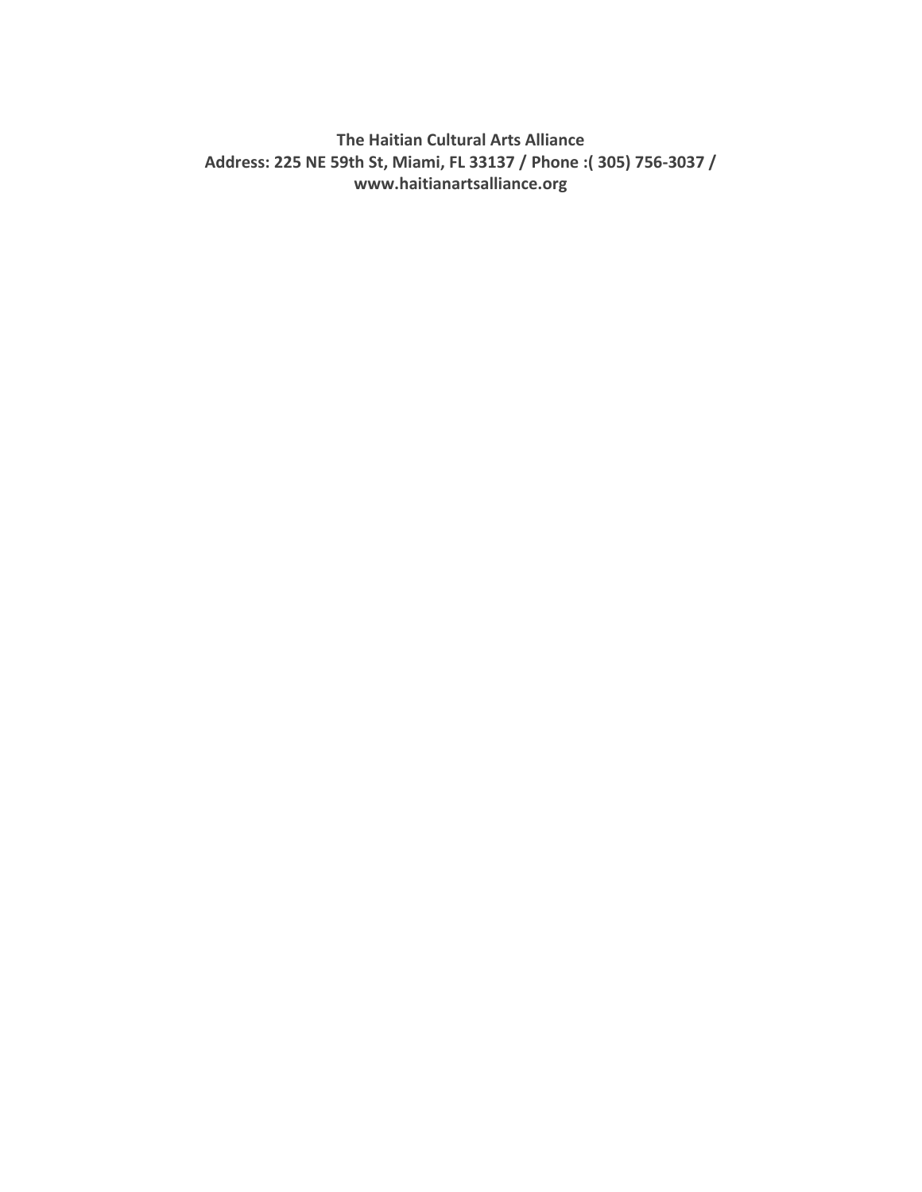**The Haitian Cultural Arts Alliance**
**Address: 225 NE 59th St, Miami, FL 33137 / Phone :( 305) 756-3037 /**
**www.haitianartsalliance.org**